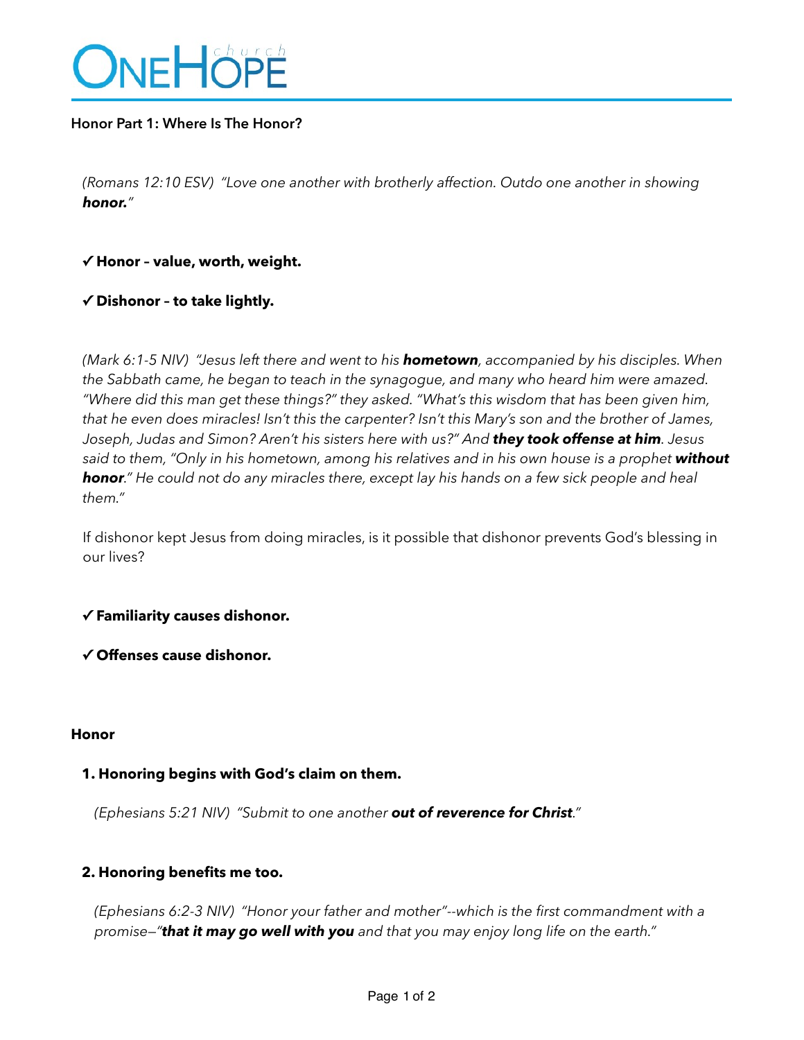# OneHope church

**Honor Part 1: Where Is The Honor?**

*(Romans 12:10 ESV) "Love one another with brotherly affection. Outdo one another in showing **honor.**"*

✓ **Honor – value, worth, weight.**

✓ **Dishonor – to take lightly.**

*(Mark 6:1-5 NIV) "Jesus left there and went to his **hometown**, accompanied by his disciples. When the Sabbath came, he began to teach in the synagogue, and many who heard him were amazed. "Where did this man get these things?" they asked. "What's this wisdom that has been given him, that he even does miracles! Isn't this the carpenter? Isn't this Mary's son and the brother of James, Joseph, Judas and Simon? Aren't his sisters here with us?" And **they took offense at him**. Jesus said to them, "Only in his hometown, among his relatives and in his own house is a prophet **without honor**." He could not do any miracles there, except lay his hands on a few sick people and heal them."*

If dishonor kept Jesus from doing miracles, is it possible that dishonor prevents God's blessing in our lives?

✓ **Familiarity causes dishonor.**

✓ **Offenses cause dishonor.**

**Honor**

**1. Honoring begins with God's claim on them.**

*(Ephesians 5:21 NIV) "Submit to one another **out of reverence for Christ**."*

**2. Honoring benefits me too.**

*(Ephesians 6:2-3 NIV) "Honor your father and mother"--which is the first commandment with a promise–"**that it may go well with you** and that you may enjoy long life on the earth."*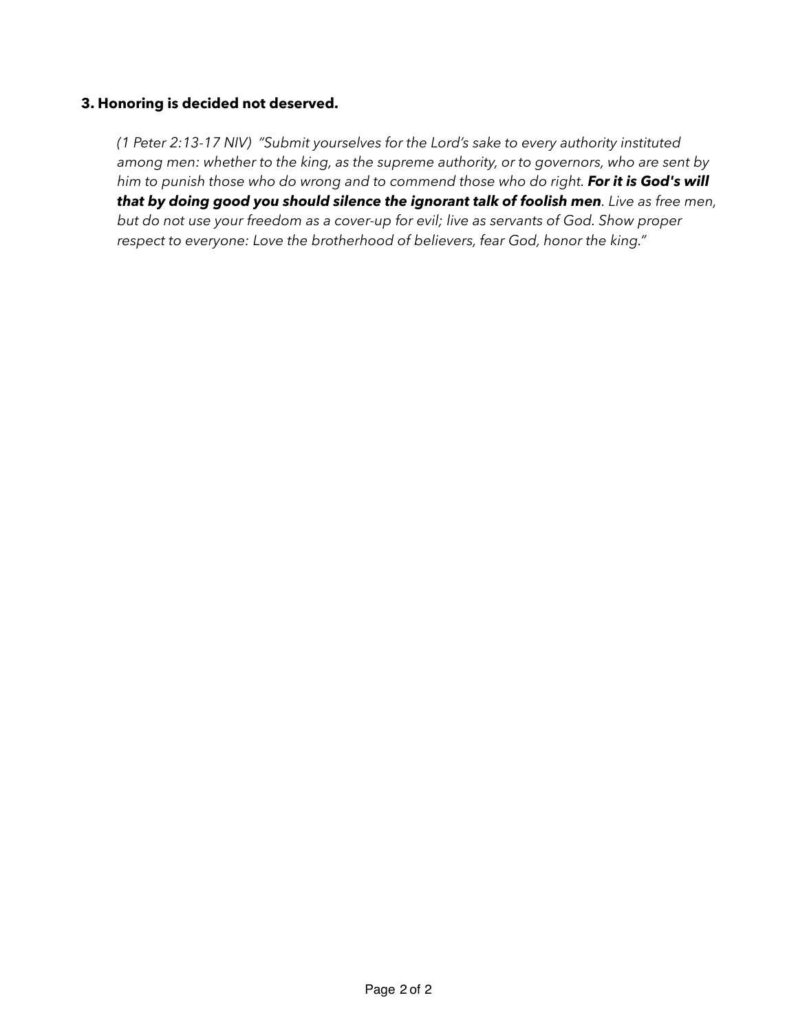**3. Honoring is decided not deserved.**

> *(1 Peter 2:13-17 NIV) "Submit yourselves for the Lord's sake to every authority instituted among men: whether to the king, as the supreme authority, or to governors, who are sent by him to punish those who do wrong and to commend those who do right.* ***For it is God's will that by doing good you should silence the ignorant talk of foolish men****. Live as free men, but do not use your freedom as a cover-up for evil; live as servants of God. Show proper respect to everyone: Love the brotherhood of believers, fear God, honor the king."*